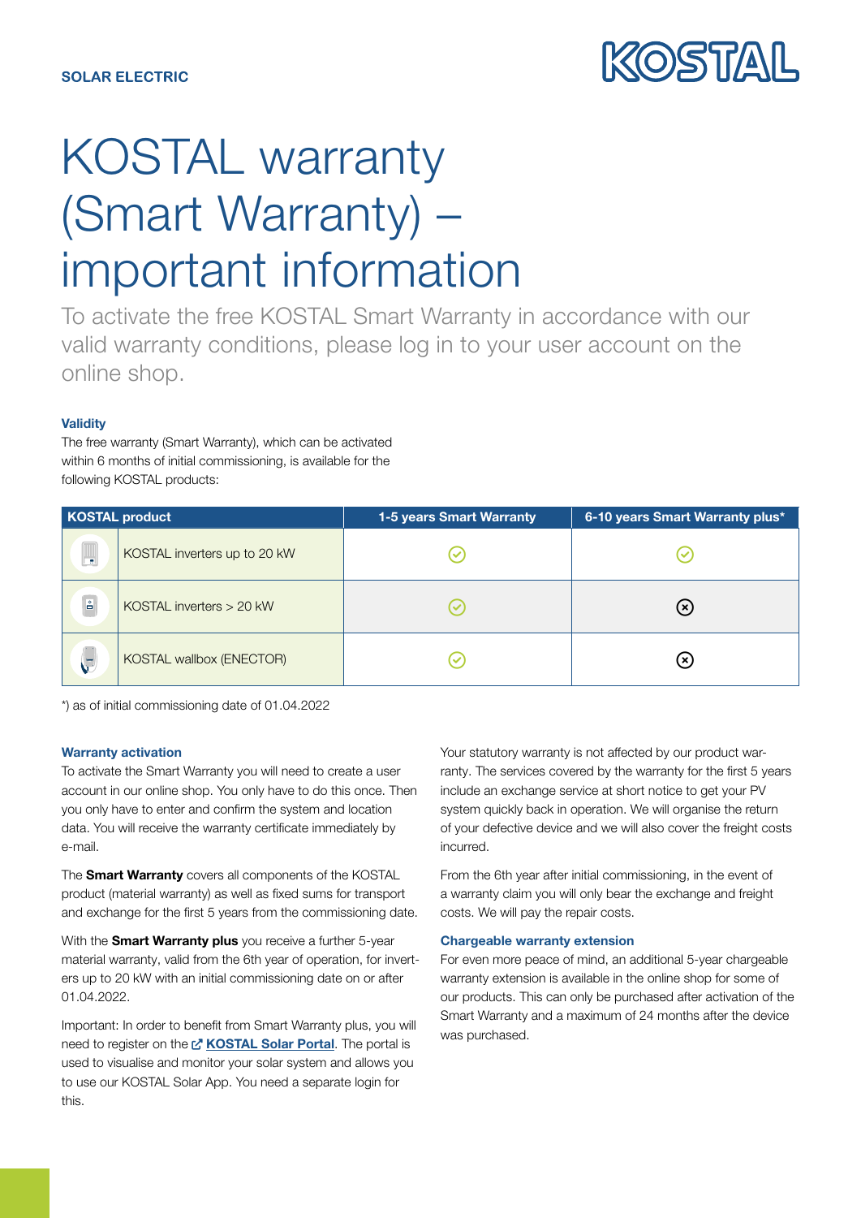SOLAR ELECTRIC

KOSTAL

# KOSTAL warranty (Smart Warranty) – important information

To activate the free KOSTAL Smart Warranty in accordance with our valid warranty conditions, please log in to your user account on the online shop.

### Validity

The free warranty (Smart Warranty), which can be activated within 6 months of initial commissioning, is available for the following KOSTAL products:

| KOSTAL product | 1-5 years Smart Warranty | 6-10 years Smart Warranty plus* |
|---|---|---|
| KOSTAL inverters up to 20 kW | ✓ | ✓ |
| KOSTAL inverters > 20 kW | ✓ | ✗ |
| KOSTAL wallbox (ENECTOR) | ✓ | ✗ |

*) as of initial commissioning date of 01.04.2022

### Warranty activation

To activate the Smart Warranty you will need to create a user account in our online shop. You only have to do this once. Then you only have to enter and confirm the system and location data. You will receive the warranty certificate immediately by e-mail.

The **Smart Warranty** covers all components of the KOSTAL product (material warranty) as well as fixed sums for transport and exchange for the first 5 years from the commissioning date.

With the **Smart Warranty plus** you receive a further 5-year material warranty, valid from the 6th year of operation, for inverters up to 20 kW with an initial commissioning date on or after 01.04.2022.

Important: In order to benefit from Smart Warranty plus, you will need to register on the **KOSTAL Solar Portal**. The portal is used to visualise and monitor your solar system and allows you to use our KOSTAL Solar App. You need a separate login for this.

Your statutory warranty is not affected by our product warranty. The services covered by the warranty for the first 5 years include an exchange service at short notice to get your PV system quickly back in operation. We will organise the return of your defective device and we will also cover the freight costs incurred.

From the 6th year after initial commissioning, in the event of a warranty claim you will only bear the exchange and freight costs. We will pay the repair costs.

### Chargeable warranty extension

For even more peace of mind, an additional 5-year chargeable warranty extension is available in the online shop for some of our products. This can only be purchased after activation of the Smart Warranty and a maximum of 24 months after the device was purchased.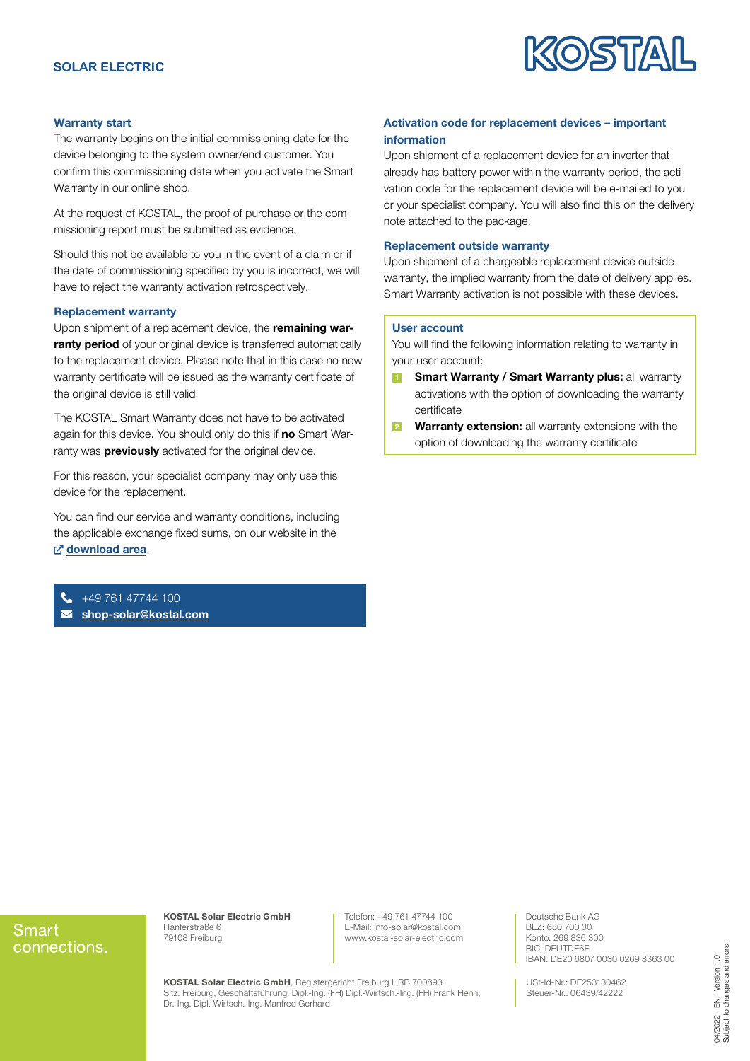### Warranty start

The warranty begins on the initial commissioning date for the device belonging to the system owner/end customer. You confirm this commissioning date when you activate the Smart Warranty in our online shop.

At the request of KOSTAL, the proof of purchase or the commissioning report must be submitted as evidence.

Should this not be available to you in the event of a claim or if the date of commissioning specified by you is incorrect, we will have to reject the warranty activation retrospectively.

### Replacement warranty

Upon shipment of a replacement device, the **remaining warranty period** of your original device is transferred automatically to the replacement device. Please note that in this case no new warranty certificate will be issued as the warranty certificate of the original device is still valid.

The KOSTAL Smart Warranty does not have to be activated again for this device. You should only do this if **no** Smart Warranty was **previously** activated for the original device.

For this reason, your specialist company may only use this device for the replacement.

You can find our service and warranty conditions, including the applicable exchange fixed sums, on our website in the **download area**.

+49 761 47744 100
**shop-solar@kostal.com**

### Activation code for replacement devices – important information

Upon shipment of a replacement device for an inverter that already has battery power within the warranty period, the activation code for the replacement device will be e-mailed to you or your specialist company. You will also find this on the delivery note attached to the package.

### Replacement outside warranty

Upon shipment of a chargeable replacement device outside warranty, the implied warranty from the date of delivery applies. Smart Warranty activation is not possible with these devices.

### User account

You will find the following information relating to warranty in your user account:

1. **Smart Warranty / Smart Warranty plus:** all warranty activations with the option of downloading the warranty certificate
2. **Warranty extension:** all warranty extensions with the option of downloading the warranty certificate

Smart connections.

**KOSTAL Solar Electric GmbH**
Hanferstraße 6
79108 Freiburg

Telefon: +49 761 47744-100
E-Mail: info-solar@kostal.com
www.kostal-solar-electric.com

Deutsche Bank AG
BLZ: 680 700 30
Konto: 269 836 300
BIC: DEUTDE6F
IBAN: DE20 6807 0030 0269 8363 00

**KOSTAL Solar Electric GmbH**, Registergericht Freiburg HRB 700893
Sitz: Freiburg, Geschäftsführung: Dipl.-Ing. (FH) Dipl.-Wirtsch.-Ing. (FH) Frank Henn, Dr.-Ing. Dipl.-Wirtsch.-Ing. Manfred Gerhard

USt-Id-Nr.: DE253130462
Steuer-Nr.: 06439/42222

04/2022 - EN - Version 1.0
Subject to changes and errors